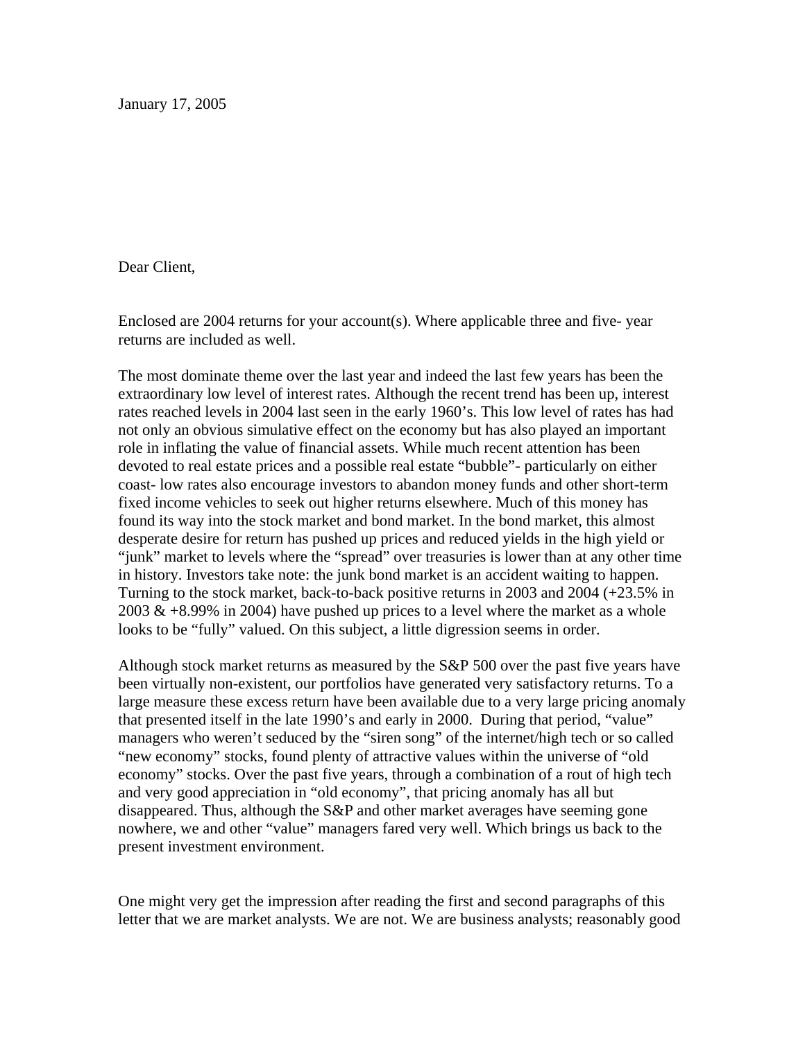January 17, 2005

Dear Client,

Enclosed are 2004 returns for your account(s). Where applicable three and five- year returns are included as well.

The most dominate theme over the last year and indeed the last few years has been the extraordinary low level of interest rates. Although the recent trend has been up, interest rates reached levels in 2004 last seen in the early 1960's. This low level of rates has had not only an obvious simulative effect on the economy but has also played an important role in inflating the value of financial assets. While much recent attention has been devoted to real estate prices and a possible real estate "bubble"- particularly on either coast- low rates also encourage investors to abandon money funds and other short-term fixed income vehicles to seek out higher returns elsewhere. Much of this money has found its way into the stock market and bond market. In the bond market, this almost desperate desire for return has pushed up prices and reduced yields in the high yield or "junk" market to levels where the "spread" over treasuries is lower than at any other time in history. Investors take note: the junk bond market is an accident waiting to happen. Turning to the stock market, back-to-back positive returns in 2003 and 2004 (+23.5% in 2003 & +8.99% in 2004) have pushed up prices to a level where the market as a whole looks to be "fully" valued. On this subject, a little digression seems in order.

Although stock market returns as measured by the S&P 500 over the past five years have been virtually non-existent, our portfolios have generated very satisfactory returns. To a large measure these excess return have been available due to a very large pricing anomaly that presented itself in the late 1990's and early in 2000. During that period, "value" managers who weren't seduced by the "siren song" of the internet/high tech or so called "new economy" stocks, found plenty of attractive values within the universe of "old economy" stocks. Over the past five years, through a combination of a rout of high tech and very good appreciation in "old economy", that pricing anomaly has all but disappeared. Thus, although the S&P and other market averages have seeming gone nowhere, we and other "value" managers fared very well. Which brings us back to the present investment environment.

One might very get the impression after reading the first and second paragraphs of this letter that we are market analysts. We are not. We are business analysts; reasonably good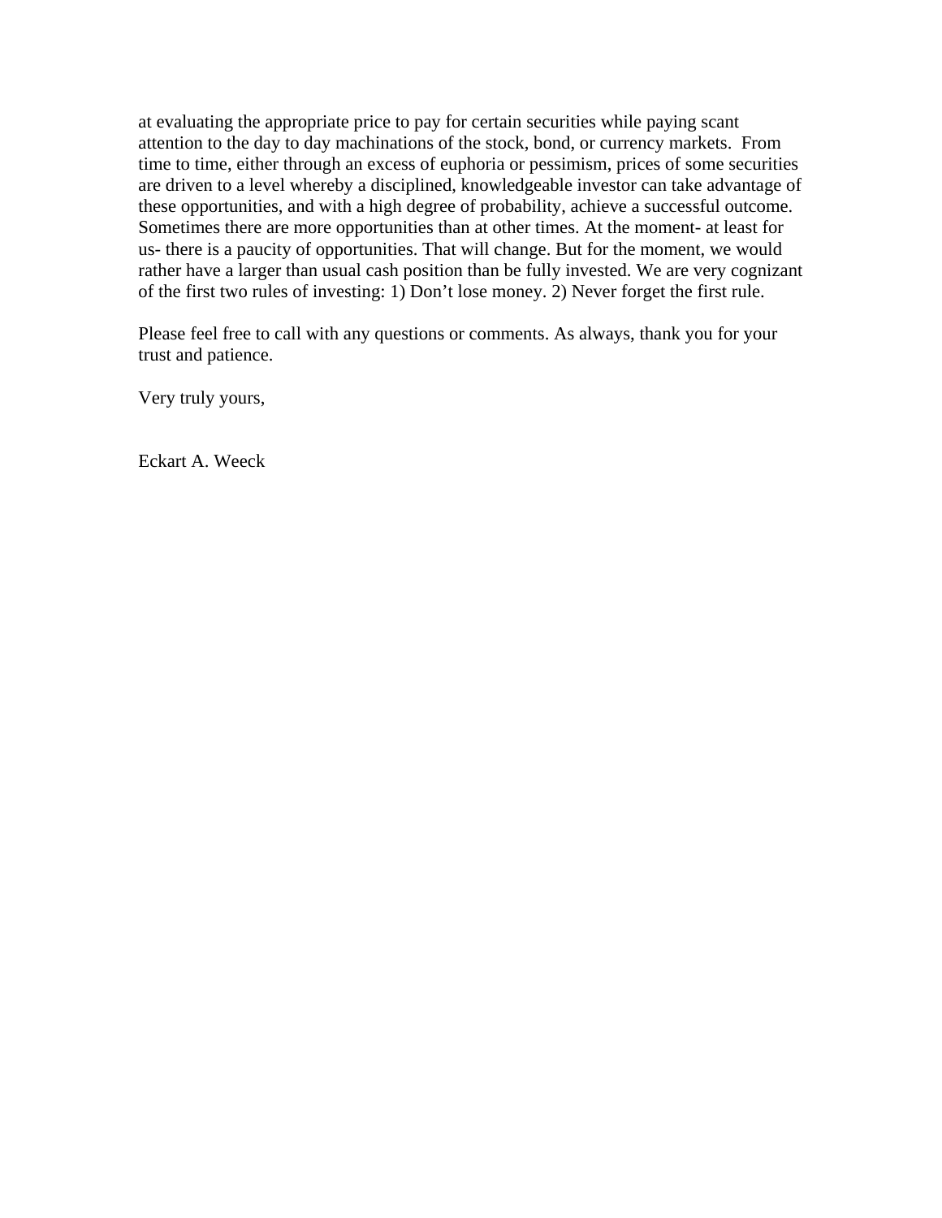at evaluating the appropriate price to pay for certain securities while paying scant attention to the day to day machinations of the stock, bond, or currency markets. From time to time, either through an excess of euphoria or pessimism, prices of some securities are driven to a level whereby a disciplined, knowledgeable investor can take advantage of these opportunities, and with a high degree of probability, achieve a successful outcome. Sometimes there are more opportunities than at other times. At the moment- at least for us- there is a paucity of opportunities. That will change. But for the moment, we would rather have a larger than usual cash position than be fully invested. We are very cognizant of the first two rules of investing: 1) Don't lose money. 2) Never forget the first rule.

Please feel free to call with any questions or comments. As always, thank you for your trust and patience.

Very truly yours,

Eckart A. Weeck